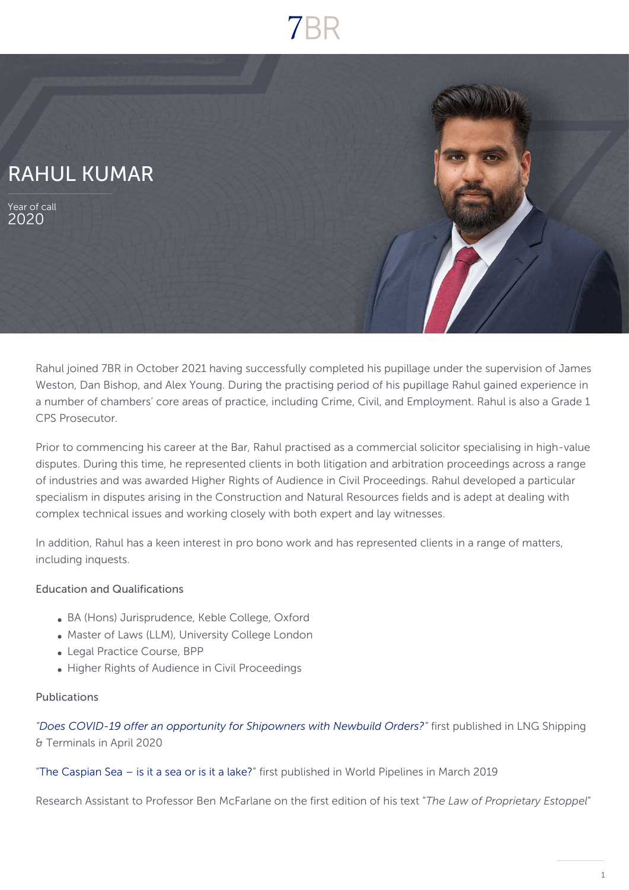7BR

# RAHUL KUMAR

Year of call
2020

Rahul joined 7BR in October 2021 having successfully completed his pupillage under the supervision of James Weston, Dan Bishop, and Alex Young. During the practising period of his pupillage Rahul gained experience in a number of chambers' core areas of practice, including Crime, Civil, and Employment. Rahul is also a Grade 1 CPS Prosecutor.

Prior to commencing his career at the Bar, Rahul practised as a commercial solicitor specialising in high-value disputes. During this time, he represented clients in both litigation and arbitration proceedings across a range of industries and was awarded Higher Rights of Audience in Civil Proceedings. Rahul developed a particular specialism in disputes arising in the Construction and Natural Resources fields and is adept at dealing with complex technical issues and working closely with both expert and lay witnesses.

In addition, Rahul has a keen interest in pro bono work and has represented clients in a range of matters, including inquests.

### Education and Qualifications

- BA (Hons) Jurisprudence, Keble College, Oxford
- Master of Laws (LLM), University College London
- Legal Practice Course, BPP
- Higher Rights of Audience in Civil Proceedings

### Publications

*"Does COVID-19 offer an opportunity for Shipowners with Newbuild Orders?"* first published in LNG Shipping & Terminals in April 2020

"The Caspian Sea – is it a sea or is it a lake?" first published in World Pipelines in March 2019

Research Assistant to Professor Ben McFarlane on the first edition of his text "*The Law of Proprietary Estoppel*"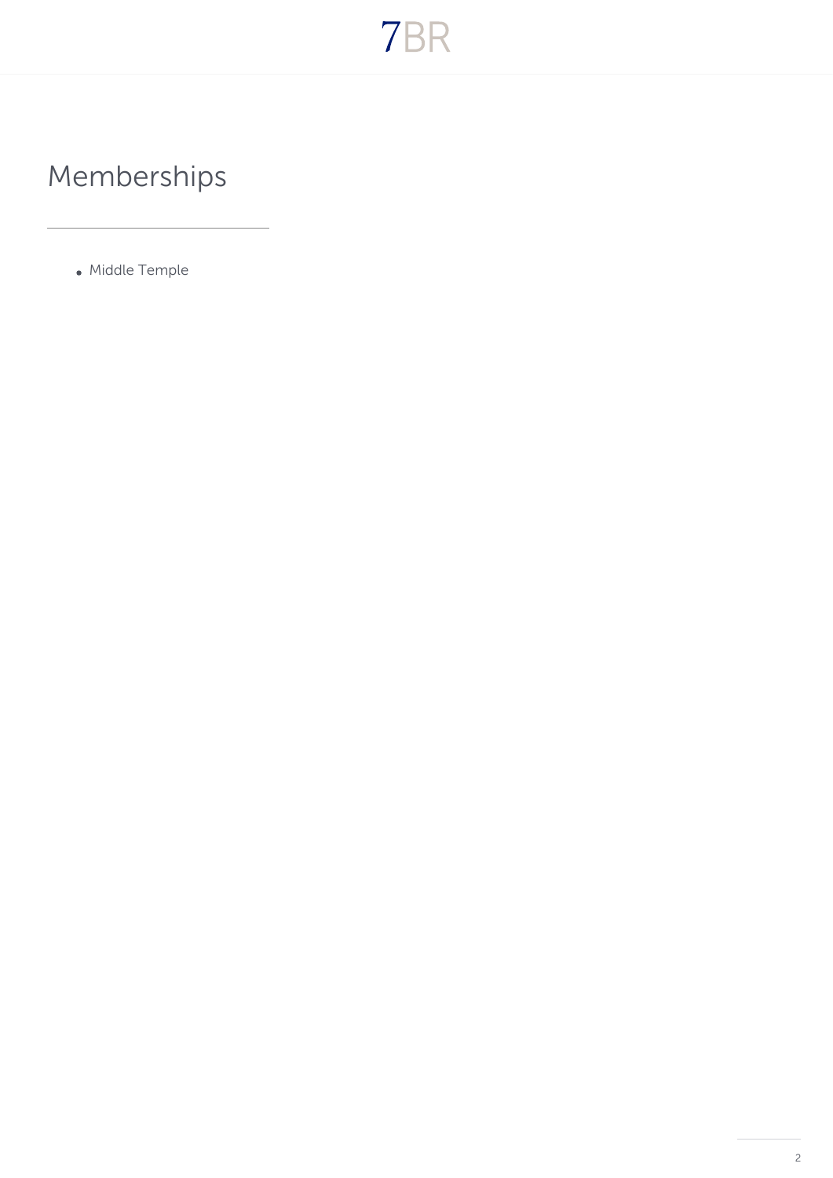## Memberships

- Middle Temple